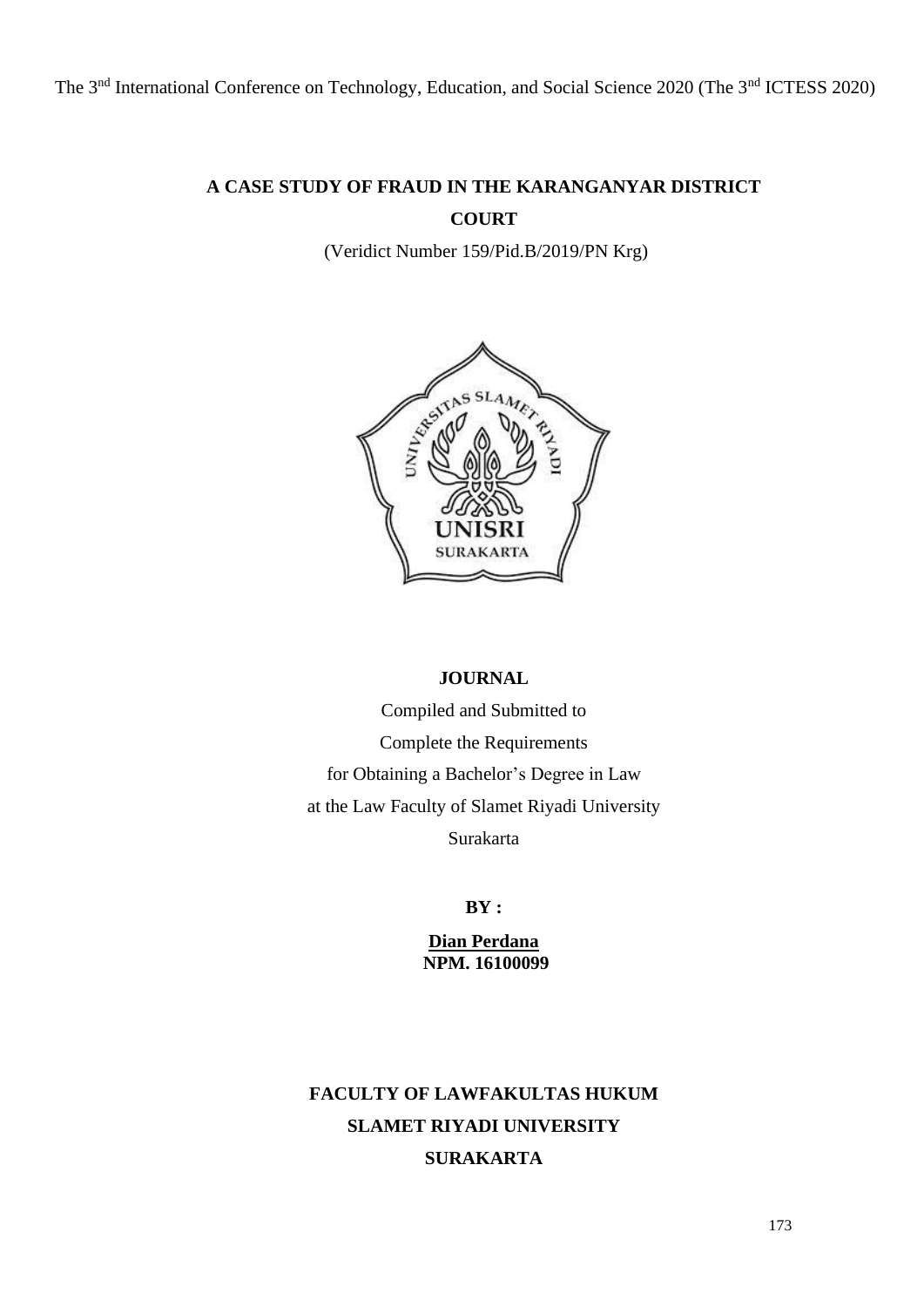# A CASE STUDY OF FRAUD IN THE KARANGANYAR DISTRICT COURT

(Veridict Number 159/Pid.B/2019/PN Krg)

**JOURNAL**

Compiled and Submitted to

Complete the Requirements

for Obtaining a Bachelor's Degree in Law

at the Law Faculty of Slamet Riyadi University

Surakarta

**BY :**

**Dian Perdana**

**NPM. 16100099**

**FACULTY OF LAWFAKULTAS HUKUM**

**SLAMET RIYADI UNIVERSITY**

**SURAKARTA**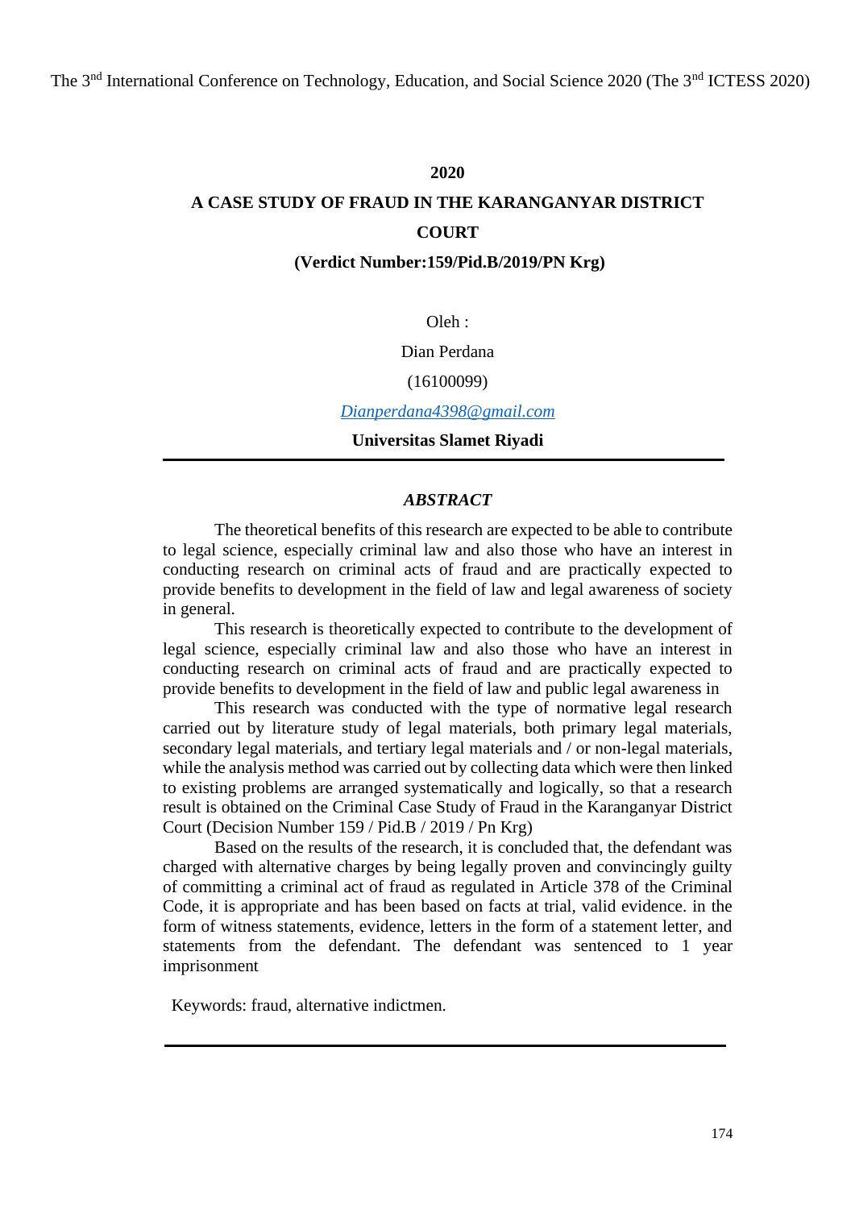**2020**

# A CASE STUDY OF FRAUD IN THE KARANGANYAR DISTRICT COURT

**(Verdict Number:159/Pid.B/2019/PN Krg)**

Oleh :

Dian Perdana

(16100099)

Dianperdana4398@gmail.com

**Universitas Slamet Riyadi**

---

## *ABSTRACT*

The theoretical benefits of this research are expected to be able to contribute to legal science, especially criminal law and also those who have an interest in conducting research on criminal acts of fraud and are practically expected to provide benefits to development in the field of law and legal awareness of society in general.

This research is theoretically expected to contribute to the development of legal science, especially criminal law and also those who have an interest in conducting research on criminal acts of fraud and are practically expected to provide benefits to development in the field of law and public legal awareness in

This research was conducted with the type of normative legal research carried out by literature study of legal materials, both primary legal materials, secondary legal materials, and tertiary legal materials and / or non-legal materials, while the analysis method was carried out by collecting data which were then linked to existing problems are arranged systematically and logically, so that a research result is obtained on the Criminal Case Study of Fraud in the Karanganyar District Court (Decision Number 159 / Pid.B / 2019 / Pn Krg)

Based on the results of the research, it is concluded that, the defendant was charged with alternative charges by being legally proven and convincingly guilty of committing a criminal act of fraud as regulated in Article 378 of the Criminal Code, it is appropriate and has been based on facts at trial, valid evidence. in the form of witness statements, evidence, letters in the form of a statement letter, and statements from the defendant. The defendant was sentenced to 1 year imprisonment

Keywords: fraud, alternative indictmen.

---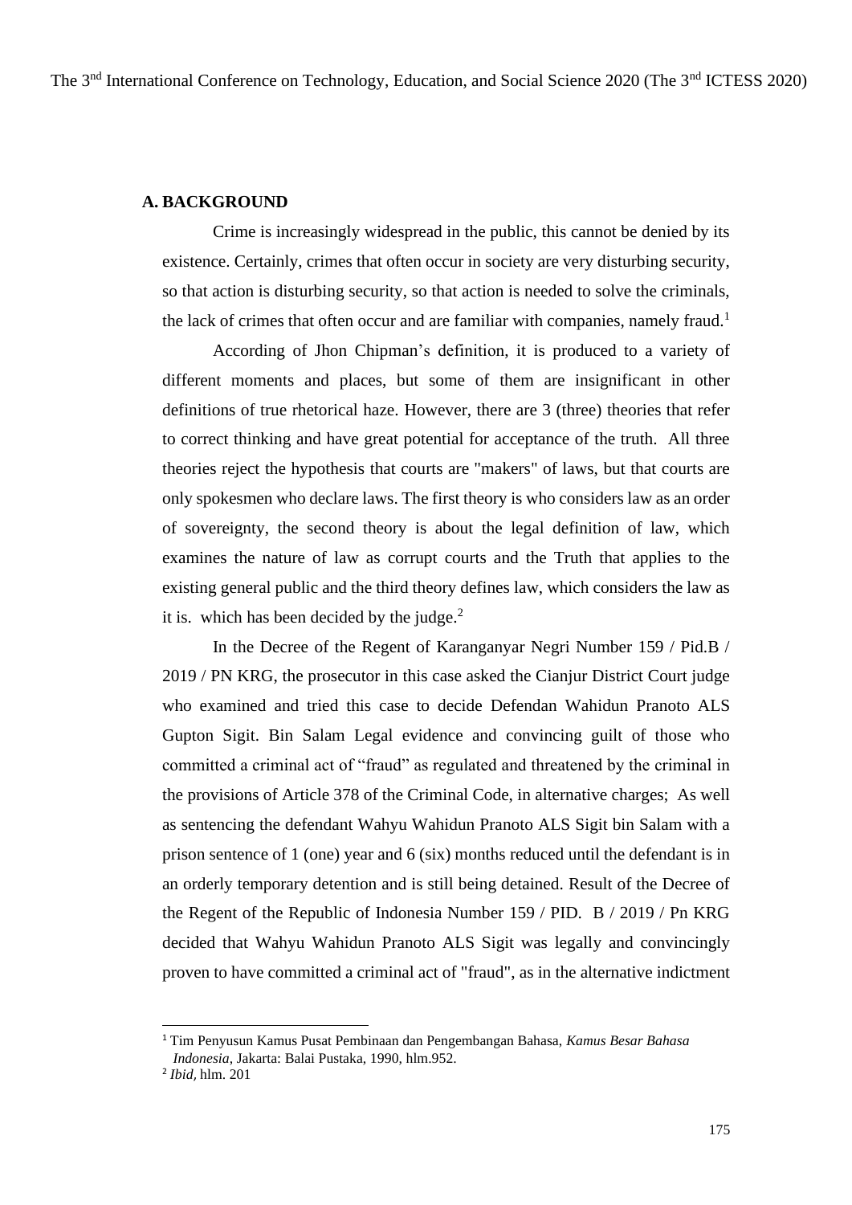## A. BACKGROUND

Crime is increasingly widespread in the public, this cannot be denied by its existence. Certainly, crimes that often occur in society are very disturbing security, so that action is disturbing security, so that action is needed to solve the criminals, the lack of crimes that often occur and are familiar with companies, namely fraud.[1]

According of Jhon Chipman's definition, it is produced to a variety of different moments and places, but some of them are insignificant in other definitions of true rhetorical haze. However, there are 3 (three) theories that refer to correct thinking and have great potential for acceptance of the truth. All three theories reject the hypothesis that courts are "makers" of laws, but that courts are only spokesmen who declare laws. The first theory is who considers law as an order of sovereignty, the second theory is about the legal definition of law, which examines the nature of law as corrupt courts and the Truth that applies to the existing general public and the third theory defines law, which considers the law as it is. which has been decided by the judge.[2]

In the Decree of the Regent of Karanganyar Negri Number 159 / Pid.B / 2019 / PN KRG, the prosecutor in this case asked the Cianjur District Court judge who examined and tried this case to decide Defendan Wahidun Pranoto ALS Gupton Sigit. Bin Salam Legal evidence and convincing guilt of those who committed a criminal act of "fraud" as regulated and threatened by the criminal in the provisions of Article 378 of the Criminal Code, in alternative charges; As well as sentencing the defendant Wahyu Wahidun Pranoto ALS Sigit bin Salam with a prison sentence of 1 (one) year and 6 (six) months reduced until the defendant is in an orderly temporary detention and is still being detained. Result of the Decree of the Regent of the Republic of Indonesia Number 159 / PID. B / 2019 / Pn KRG decided that Wahyu Wahidun Pranoto ALS Sigit was legally and convincingly proven to have committed a criminal act of "fraud", as in the alternative indictment

---

[1] Tim Penyusun Kamus Pusat Pembinaan dan Pengembangan Bahasa, *Kamus Besar Bahasa Indonesia*, Jakarta: Balai Pustaka, 1990, hlm.952.

[2] *Ibid,* hlm. 201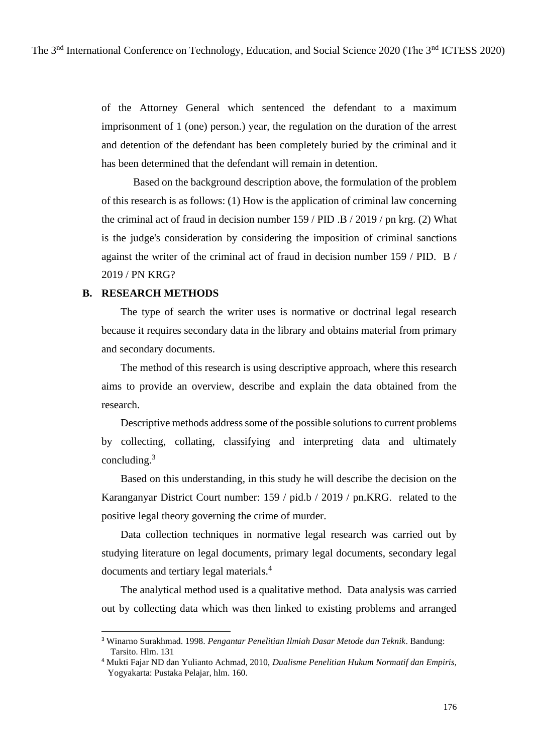of the Attorney General which sentenced the defendant to a maximum imprisonment of 1 (one) person.) year, the regulation on the duration of the arrest and detention of the defendant has been completely buried by the criminal and it has been determined that the defendant will remain in detention.

Based on the background description above, the formulation of the problem of this research is as follows: (1) How is the application of criminal law concerning the criminal act of fraud in decision number 159 / PID .B / 2019 / pn krg. (2) What is the judge's consideration by considering the imposition of criminal sanctions against the writer of the criminal act of fraud in decision number 159 / PID. B / 2019 / PN KRG?

## B. RESEARCH METHODS

The type of search the writer uses is normative or doctrinal legal research because it requires secondary data in the library and obtains material from primary and secondary documents.

The method of this research is using descriptive approach, where this research aims to provide an overview, describe and explain the data obtained from the research.

Descriptive methods address some of the possible solutions to current problems by collecting, collating, classifying and interpreting data and ultimately concluding.[3]

Based on this understanding, in this study he will describe the decision on the Karanganyar District Court number: 159 / pid.b / 2019 / pn.KRG. related to the positive legal theory governing the crime of murder.

Data collection techniques in normative legal research was carried out by studying literature on legal documents, primary legal documents, secondary legal documents and tertiary legal materials.[4]

The analytical method used is a qualitative method. Data analysis was carried out by collecting data which was then linked to existing problems and arranged

---

[3] Winarno Surakhmad. 1998. *Pengantar Penelitian Ilmiah Dasar Metode dan Teknik*. Bandung: Tarsito. Hlm. 131

[4] Mukti Fajar ND dan Yulianto Achmad, 2010, *Dualisme Penelitian Hukum Normatif dan Empiris*, Yogyakarta: Pustaka Pelajar, hlm. 160.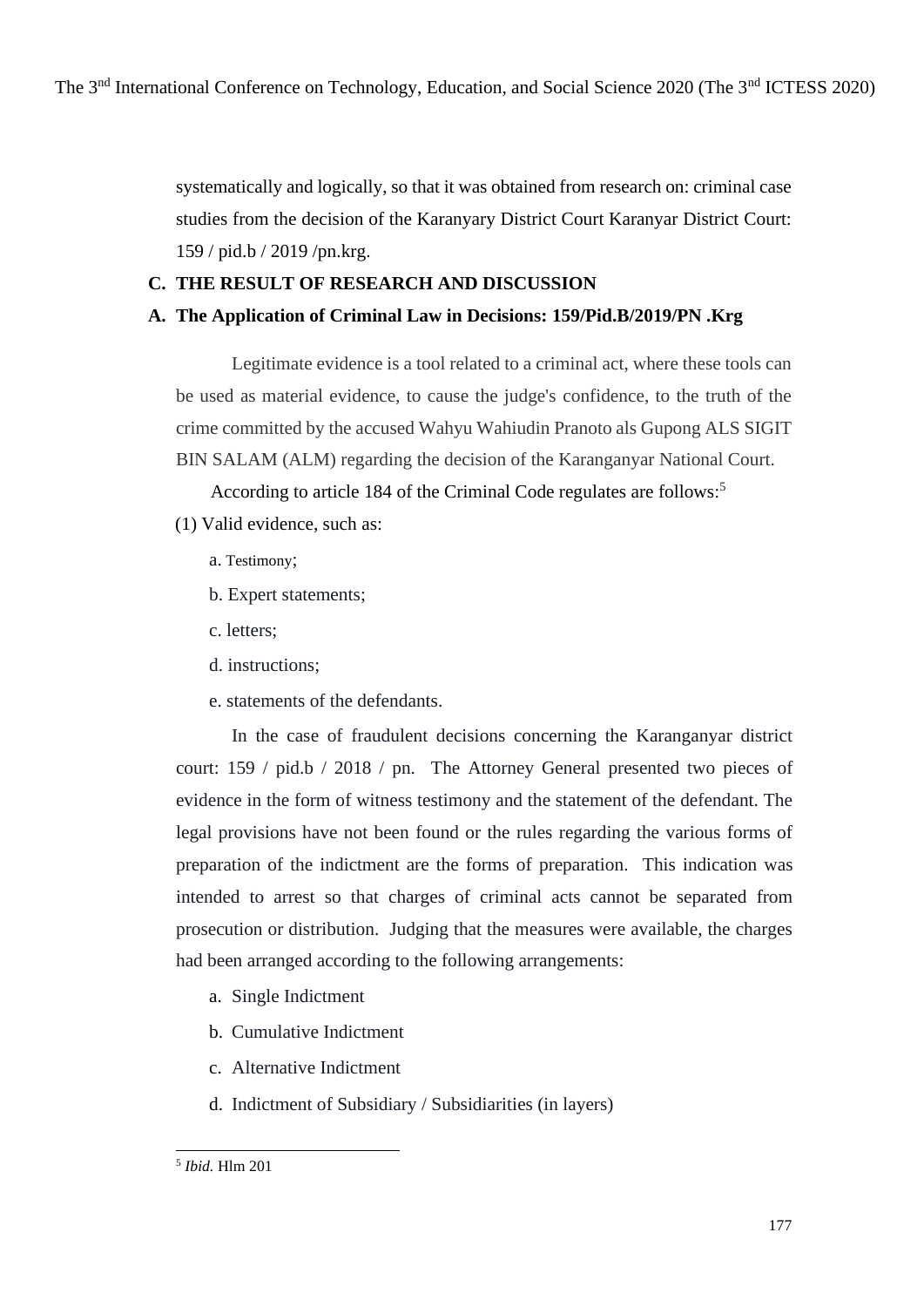systematically and logically, so that it was obtained from research on: criminal case studies from the decision of the Karanyary District Court Karanyar District Court: 159 / pid.b / 2019 /pn.krg.

## C. THE RESULT OF RESEARCH AND DISCUSSION

### A. The Application of Criminal Law in Decisions: 159/Pid.B/2019/PN .Krg

Legitimate evidence is a tool related to a criminal act, where these tools can be used as material evidence, to cause the judge's confidence, to the truth of the crime committed by the accused Wahyu Wahiudin Pranoto als Gupong ALS SIGIT BIN SALAM (ALM) regarding the decision of the Karanganyar National Court.

According to article 184 of the Criminal Code regulates are follows:[5]

(1) Valid evidence, such as:

a. Testimony;

b. Expert statements;

c. letters;

d. instructions;

e. statements of the defendants.

In the case of fraudulent decisions concerning the Karanganyar district court: 159 / pid.b / 2018 / pn. The Attorney General presented two pieces of evidence in the form of witness testimony and the statement of the defendant. The legal provisions have not been found or the rules regarding the various forms of preparation of the indictment are the forms of preparation. This indication was intended to arrest so that charges of criminal acts cannot be separated from prosecution or distribution. Judging that the measures were available, the charges had been arranged according to the following arrangements:

a. Single Indictment

b. Cumulative Indictment

c. Alternative Indictment

d. Indictment of Subsidiary / Subsidiarities (in layers)

---

[5] *Ibid.* Hlm 201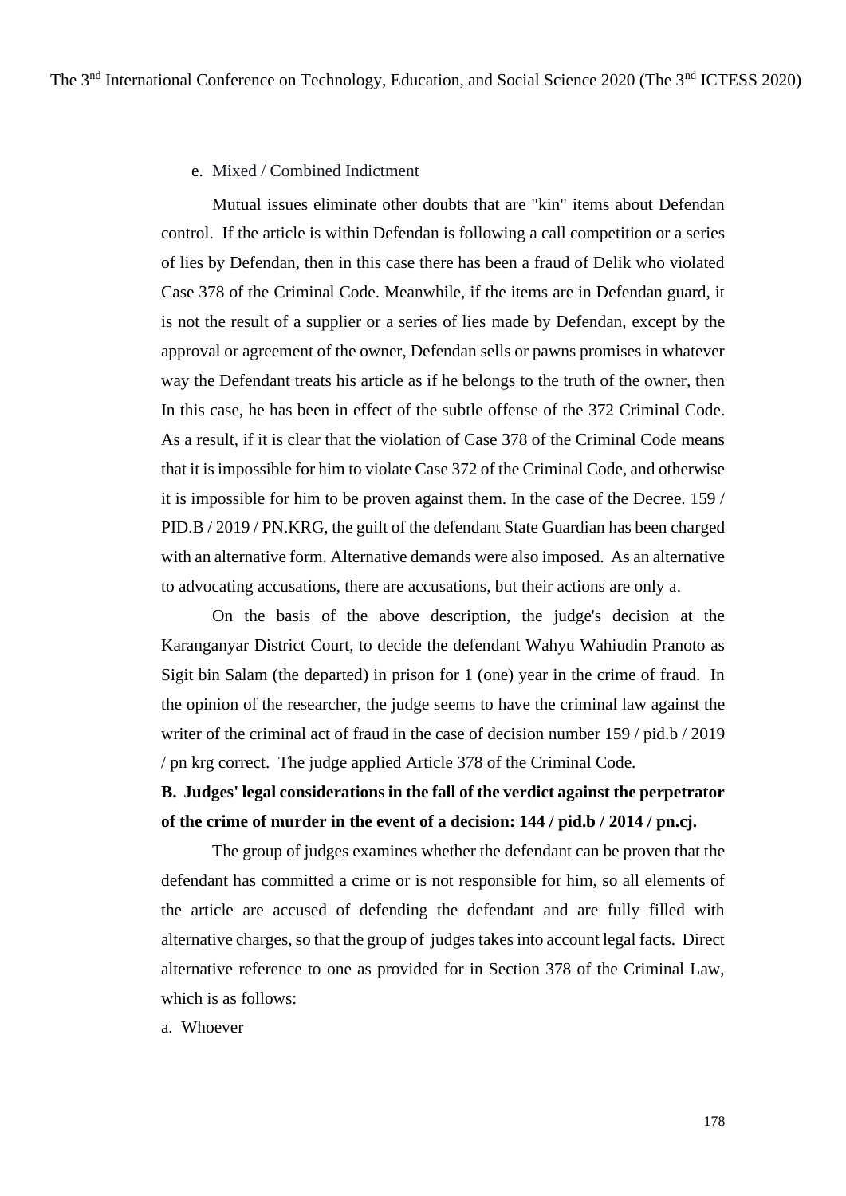e. Mixed / Combined Indictment

Mutual issues eliminate other doubts that are "kin" items about Defendan control. If the article is within Defendan is following a call competition or a series of lies by Defendan, then in this case there has been a fraud of Delik who violated Case 378 of the Criminal Code. Meanwhile, if the items are in Defendan guard, it is not the result of a supplier or a series of lies made by Defendan, except by the approval or agreement of the owner, Defendan sells or pawns promises in whatever way the Defendant treats his article as if he belongs to the truth of the owner, then In this case, he has been in effect of the subtle offense of the 372 Criminal Code. As a result, if it is clear that the violation of Case 378 of the Criminal Code means that it is impossible for him to violate Case 372 of the Criminal Code, and otherwise it is impossible for him to be proven against them. In the case of the Decree. 159 / PID.B / 2019 / PN.KRG, the guilt of the defendant State Guardian has been charged with an alternative form. Alternative demands were also imposed. As an alternative to advocating accusations, there are accusations, but their actions are only a.

On the basis of the above description, the judge's decision at the Karanganyar District Court, to decide the defendant Wahyu Wahiudin Pranoto as Sigit bin Salam (the departed) in prison for 1 (one) year in the crime of fraud. In the opinion of the researcher, the judge seems to have the criminal law against the writer of the criminal act of fraud in the case of decision number 159 / pid.b / 2019 / pn krg correct. The judge applied Article 378 of the Criminal Code.

**B. Judges' legal considerations in the fall of the verdict against the perpetrator of the crime of murder in the event of a decision: 144 / pid.b / 2014 / pn.cj.**

The group of judges examines whether the defendant can be proven that the defendant has committed a crime or is not responsible for him, so all elements of the article are accused of defending the defendant and are fully filled with alternative charges, so that the group of judges takes into account legal facts. Direct alternative reference to one as provided for in Section 378 of the Criminal Law, which is as follows:

a. Whoever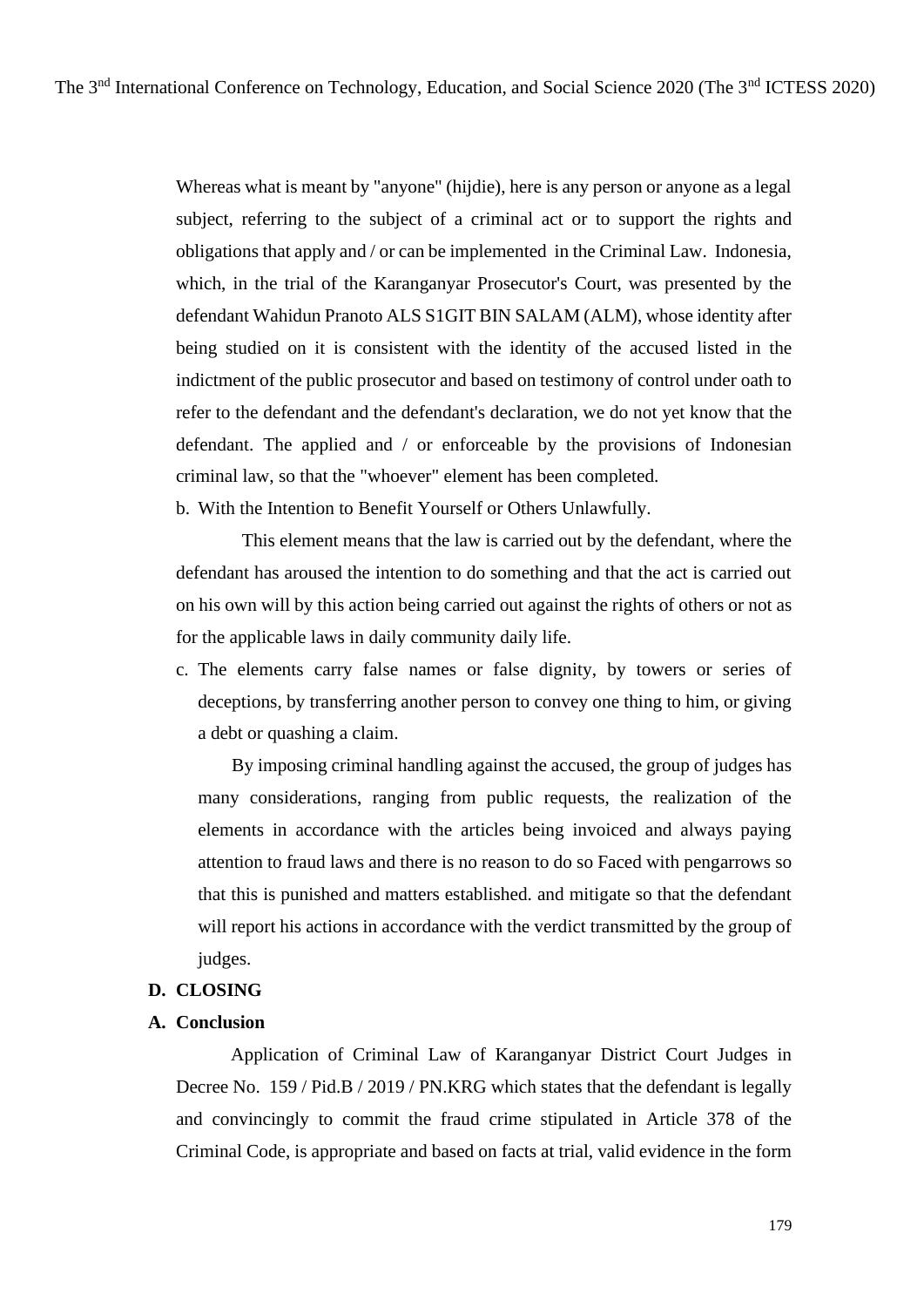Whereas what is meant by "anyone" (hijdie), here is any person or anyone as a legal subject, referring to the subject of a criminal act or to support the rights and obligations that apply and / or can be implemented in the Criminal Law. Indonesia, which, in the trial of the Karanganyar Prosecutor's Court, was presented by the defendant Wahidun Pranoto ALS S1GIT BIN SALAM (ALM), whose identity after being studied on it is consistent with the identity of the accused listed in the indictment of the public prosecutor and based on testimony of control under oath to refer to the defendant and the defendant's declaration, we do not yet know that the defendant. The applied and / or enforceable by the provisions of Indonesian criminal law, so that the "whoever" element has been completed.

b. With the Intention to Benefit Yourself or Others Unlawfully.

This element means that the law is carried out by the defendant, where the defendant has aroused the intention to do something and that the act is carried out on his own will by this action being carried out against the rights of others or not as for the applicable laws in daily community daily life.

c. The elements carry false names or false dignity, by towers or series of deceptions, by transferring another person to convey one thing to him, or giving a debt or quashing a claim.

By imposing criminal handling against the accused, the group of judges has many considerations, ranging from public requests, the realization of the elements in accordance with the articles being invoiced and always paying attention to fraud laws and there is no reason to do so Faced with pengarrows so that this is punished and matters established. and mitigate so that the defendant will report his actions in accordance with the verdict transmitted by the group of judges.

## D. CLOSING

### A. Conclusion

Application of Criminal Law of Karanganyar District Court Judges in Decree No. 159 / Pid.B / 2019 / PN.KRG which states that the defendant is legally and convincingly to commit the fraud crime stipulated in Article 378 of the Criminal Code, is appropriate and based on facts at trial, valid evidence in the form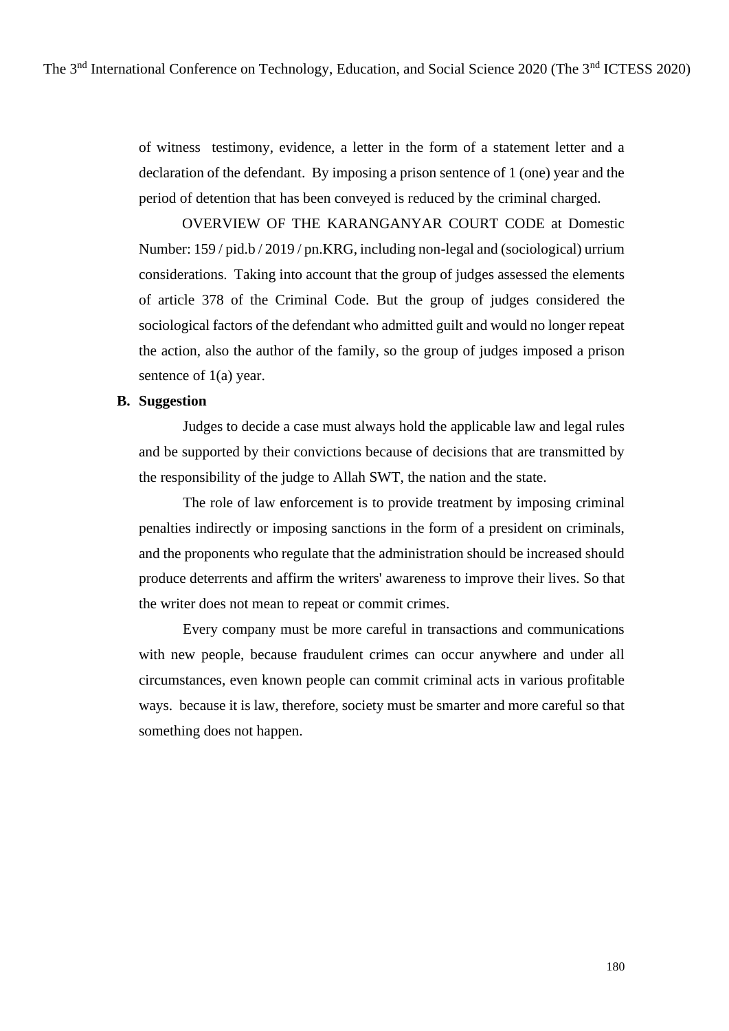of witness testimony, evidence, a letter in the form of a statement letter and a declaration of the defendant. By imposing a prison sentence of 1 (one) year and the period of detention that has been conveyed is reduced by the criminal charged.

OVERVIEW OF THE KARANGANYAR COURT CODE at Domestic Number: 159 / pid.b / 2019 / pn.KRG, including non-legal and (sociological) urrium considerations. Taking into account that the group of judges assessed the elements of article 378 of the Criminal Code. But the group of judges considered the sociological factors of the defendant who admitted guilt and would no longer repeat the action, also the author of the family, so the group of judges imposed a prison sentence of 1(a) year.

## B. Suggestion

Judges to decide a case must always hold the applicable law and legal rules and be supported by their convictions because of decisions that are transmitted by the responsibility of the judge to Allah SWT, the nation and the state.

The role of law enforcement is to provide treatment by imposing criminal penalties indirectly or imposing sanctions in the form of a president on criminals, and the proponents who regulate that the administration should be increased should produce deterrents and affirm the writers' awareness to improve their lives. So that the writer does not mean to repeat or commit crimes.

Every company must be more careful in transactions and communications with new people, because fraudulent crimes can occur anywhere and under all circumstances, even known people can commit criminal acts in various profitable ways. because it is law, therefore, society must be smarter and more careful so that something does not happen.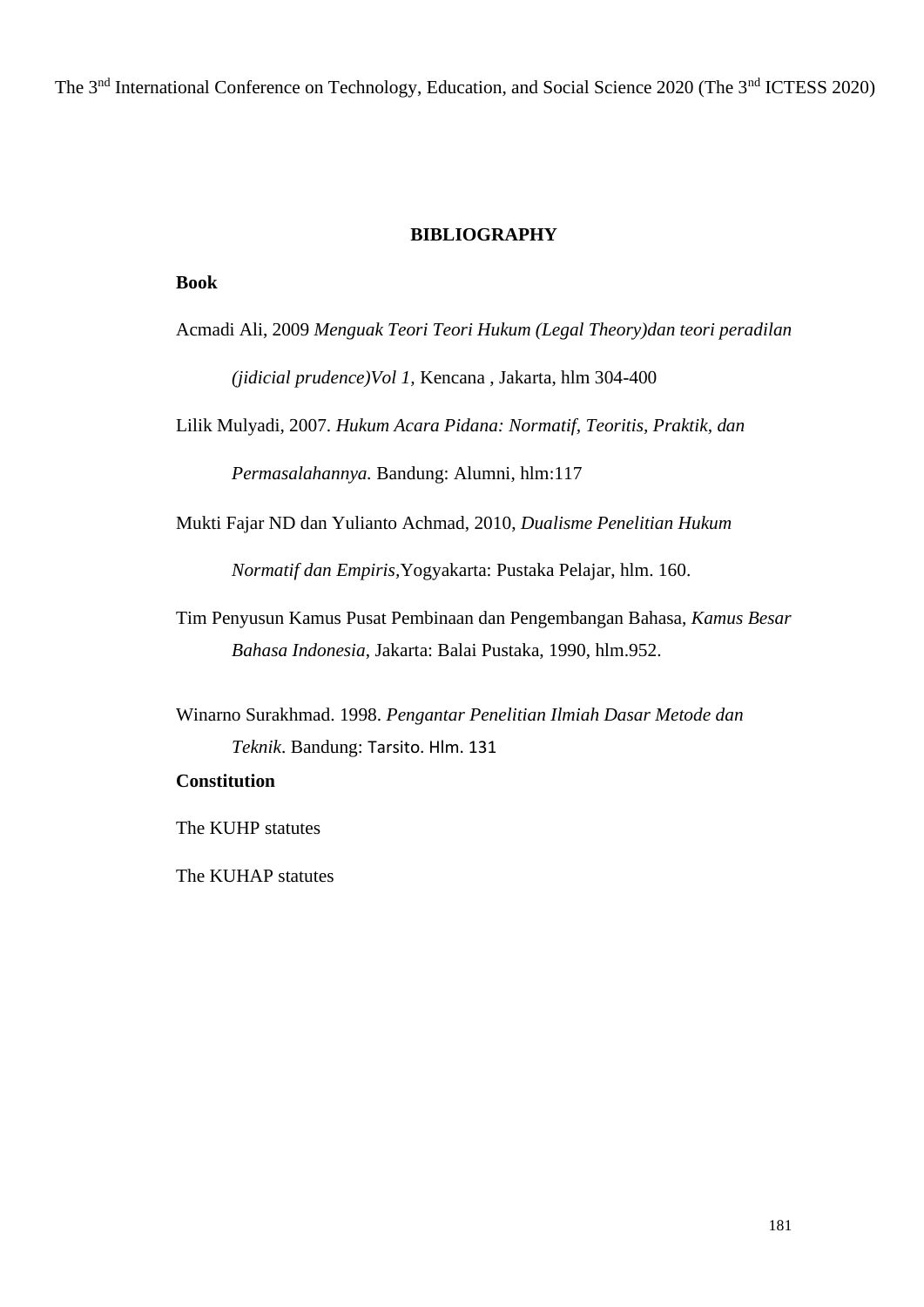## BIBLIOGRAPHY

### Book

Acmadi Ali, 2009 *Menguak Teori Teori Hukum (Legal Theory)dan teori peradilan (jidicial prudence)Vol 1,* Kencana , Jakarta, hlm 304-400

Lilik Mulyadi, 2007. *Hukum Acara Pidana: Normatif, Teoritis, Praktik, dan Permasalahannya.* Bandung: Alumni, hlm:117

Mukti Fajar ND dan Yulianto Achmad, 2010, *Dualisme Penelitian Hukum Normatif dan Empiris,*Yogyakarta: Pustaka Pelajar, hlm. 160.

Tim Penyusun Kamus Pusat Pembinaan dan Pengembangan Bahasa, *Kamus Besar Bahasa Indonesia*, Jakarta: Balai Pustaka, 1990, hlm.952.

Winarno Surakhmad. 1998. *Pengantar Penelitian Ilmiah Dasar Metode dan Teknik*. Bandung: Tarsito. Hlm. 131

### Constitution

The KUHP statutes

The KUHAP statutes